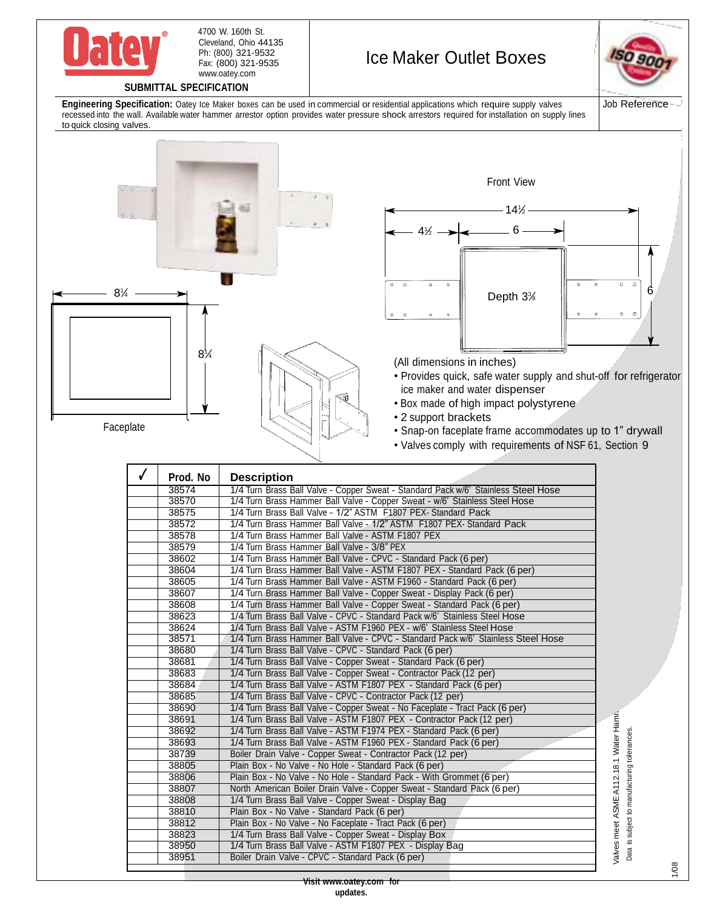# Oatey®

4700 W. 160th St.
Cleveland, Ohio 44135
Ph: (800) 321-9532
Fax: (800) 321-9535
www.oatey.com

**SUBMITTAL SPECIFICATION**

# Ice Maker Outlet Boxes

Job Reference

**Engineering Specification:** Oatey Ice Maker boxes can be used in commercial or residential applications which require supply valves recessed into the wall. Available water hammer arrestor option provides water pressure shock arrestors required for installation on supply lines to quick closing valves.

Front View

14½

4½ — 6

Depth 3⅜

6

8¼

8¼

Faceplate

(All dimensions in inches)

- Provides quick, safe water supply and shut-off for refrigerator ice maker and water dispenser
- Box made of high impact polystyrene
- 2 support brackets
- Snap-on faceplate frame accommodates up to 1" drywall
- Valves comply with requirements of NSF 61, Section 9

| ✓ | Prod. No | Description |
|---|---|---|
| | 38574 | 1/4 Turn Brass Ball Valve - Copper Sweat - Standard Pack w/6' Stainless Steel Hose |
| | 38570 | 1/4 Turn Brass Hammer Ball Valve - Copper Sweat - w/6' Stainless Steel Hose |
| | 38575 | 1/4 Turn Brass Ball Valve - 1/2" ASTM F1807 PEX- Standard Pack |
| | 38572 | 1/4 Turn Brass Hammer Ball Valve - 1/2" ASTM F1807 PEX- Standard Pack |
| | 38578 | 1/4 Turn Brass Hammer Ball Valve - ASTM F1807 PEX |
| | 38579 | 1/4 Turn Brass Hammer Ball Valve - 3/8" PEX |
| | 38602 | 1/4 Turn Brass Hammer Ball Valve - CPVC - Standard Pack (6 per) |
| | 38604 | 1/4 Turn Brass Hammer Ball Valve - ASTM F1807 PEX - Standard Pack (6 per) |
| | 38605 | 1/4 Turn Brass Hammer Ball Valve - ASTM F1960 - Standard Pack (6 per) |
| | 38607 | 1/4 Turn Brass Hammer Ball Valve - Copper Sweat - Display Pack (6 per) |
| | 38608 | 1/4 Turn Brass Hammer Ball Valve - Copper Sweat - Standard Pack (6 per) |
| | 38623 | 1/4 Turn Brass Ball Valve - CPVC - Standard Pack w/6' Stainless Steel Hose |
| | 38624 | 1/4 Turn Brass Ball Valve - ASTM F1960 PEX - w/6' Stainless Steel Hose |
| | 38571 | 1/4 Turn Brass Hammer Ball Valve - CPVC - Standard Pack w/6' Stainless Steel Hose |
| | 38680 | 1/4 Turn Brass Ball Valve - CPVC - Standard Pack (6 per) |
| | 38681 | 1/4 Turn Brass Ball Valve - Copper Sweat - Standard Pack (6 per) |
| | 38683 | 1/4 Turn Brass Ball Valve - Copper Sweat - Contractor Pack (12 per) |
| | 38684 | 1/4 Turn Brass Ball Valve - ASTM F1807 PEX - Standard Pack (6 per) |
| | 38685 | 1/4 Turn Brass Ball Valve - CPVC - Contractor Pack (12 per) |
| | 38690 | 1/4 Turn Brass Ball Valve - Copper Sweat - No Faceplate - Tract Pack (6 per) |
| | 38691 | 1/4 Turn Brass Ball Valve - ASTM F1807 PEX - Contractor Pack (12 per) |
| | 38692 | 1/4 Turn Brass Ball Valve - ASTM F1974 PEX - Standard Pack (6 per) |
| | 38693 | 1/4 Turn Brass Ball Valve - ASTM F1960 PEX - Standard Pack (6 per) |
| | 38739 | Boiler Drain Valve - Copper Sweat - Contractor Pack (12 per) |
| | 38805 | Plain Box - No Valve - No Hole - Standard Pack (6 per) |
| | 38806 | Plain Box - No Valve - No Hole - Standard Pack - With Grommet (6 per) |
| | 38807 | North American Boiler Drain Valve - Copper Sweat - Standard Pack (6 per) |
| | 38808 | 1/4 Turn Brass Ball Valve - Copper Sweat - Display Bag |
| | 38810 | Plain Box - No Valve - Standard Pack (6 per) |
| | 38812 | Plain Box - No Valve - No Faceplate - Tract Pack (6 per) |
| | 38823 | 1/4 Turn Brass Ball Valve - Copper Sweat - Display Box |
| | 38950 | 1/4 Turn Brass Ball Valve - ASTM F1807 PEX - Display Bag |
| | 38951 | Boiler Drain Valve - CPVC - Standard Pack (6 per) |

Valves meet ASME A112.18.1 Water Hamm...

Data is subject to manufacturing tolerances.

1/08

Visit www.oatey.com for updates.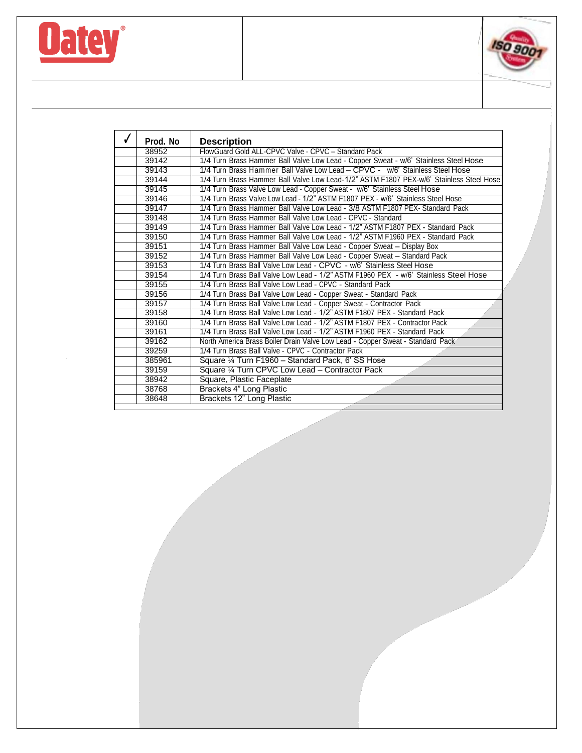| ✓ | Prod. No | Description |
|---|---|---|
| | 38952 | FlowGuard Gold ALL-CPVC Valve - CPVC – Standard Pack |
| | 39142 | 1/4 Turn Brass Hammer Ball Valve Low Lead - Copper Sweat - w/6' Stainless Steel Hose |
| | 39143 | 1/4 Turn Brass Hammer Ball Valve Low Lead – CPVC - w/6' Stainless Steel Hose |
| | 39144 | 1/4 Turn Brass Hammer Ball Valve Low Lead-1/2" ASTM F1807 PEX-w/6' Stainless Steel Hose |
| | 39145 | 1/4 Turn Brass Valve Low Lead - Copper Sweat - w/6' Stainless Steel Hose |
| | 39146 | 1/4 Turn Brass Valve Low Lead - 1/2" ASTM F1807 PEX - w/6' Stainless Steel Hose |
| | 39147 | 1/4 Turn Brass Hammer Ball Valve Low Lead - 3/8 ASTM F1807 PEX- Standard Pack |
| | 39148 | 1/4 Turn Brass Hammer Ball Valve Low Lead - CPVC - Standard |
| | 39149 | 1/4 Turn Brass Hammer Ball Valve Low Lead - 1/2" ASTM F1807 PEX - Standard Pack |
| | 39150 | 1/4 Turn Brass Hammer Ball Valve Low Lead - 1/2" ASTM F1960 PEX - Standard Pack |
| | 39151 | 1/4 Turn Brass Hammer Ball Valve Low Lead - Copper Sweat – Display Box |
| | 39152 | 1/4 Turn Brass Hammer Ball Valve Low Lead - Copper Sweat – Standard Pack |
| | 39153 | 1/4 Turn Brass Ball Valve Low Lead - CPVC - w/6' Stainless Steel Hose |
| | 39154 | 1/4 Turn Brass Ball Valve Low Lead - 1/2" ASTM F1960 PEX - w/6' Stainless Steel Hose |
| | 39155 | 1/4 Turn Brass Ball Valve Low Lead - CPVC - Standard Pack |
| | 39156 | 1/4 Turn Brass Ball Valve Low Lead - Copper Sweat - Standard Pack |
| | 39157 | 1/4 Turn Brass Ball Valve Low Lead - Copper Sweat - Contractor Pack |
| | 39158 | 1/4 Turn Brass Ball Valve Low Lead - 1/2" ASTM F1807 PEX - Standard Pack |
| | 39160 | 1/4 Turn Brass Ball Valve Low Lead - 1/2" ASTM F1807 PEX - Contractor Pack |
| | 39161 | 1/4 Turn Brass Ball Valve Low Lead - 1/2" ASTM F1960 PEX - Standard Pack |
| | 39162 | North America Brass Boiler Drain Valve Low Lead - Copper Sweat - Standard Pack |
| | 39259 | 1/4 Turn Brass Ball Valve - CPVC - Contractor Pack |
| | 385961 | Square ¼ Turn F1960 – Standard Pack, 6' SS Hose |
| | 39159 | Square ¼ Turn CPVC Low Lead – Contractor Pack |
| | 38942 | Square, Plastic Faceplate |
| | 38768 | Brackets 4" Long Plastic |
| | 38648 | Brackets 12" Long Plastic |